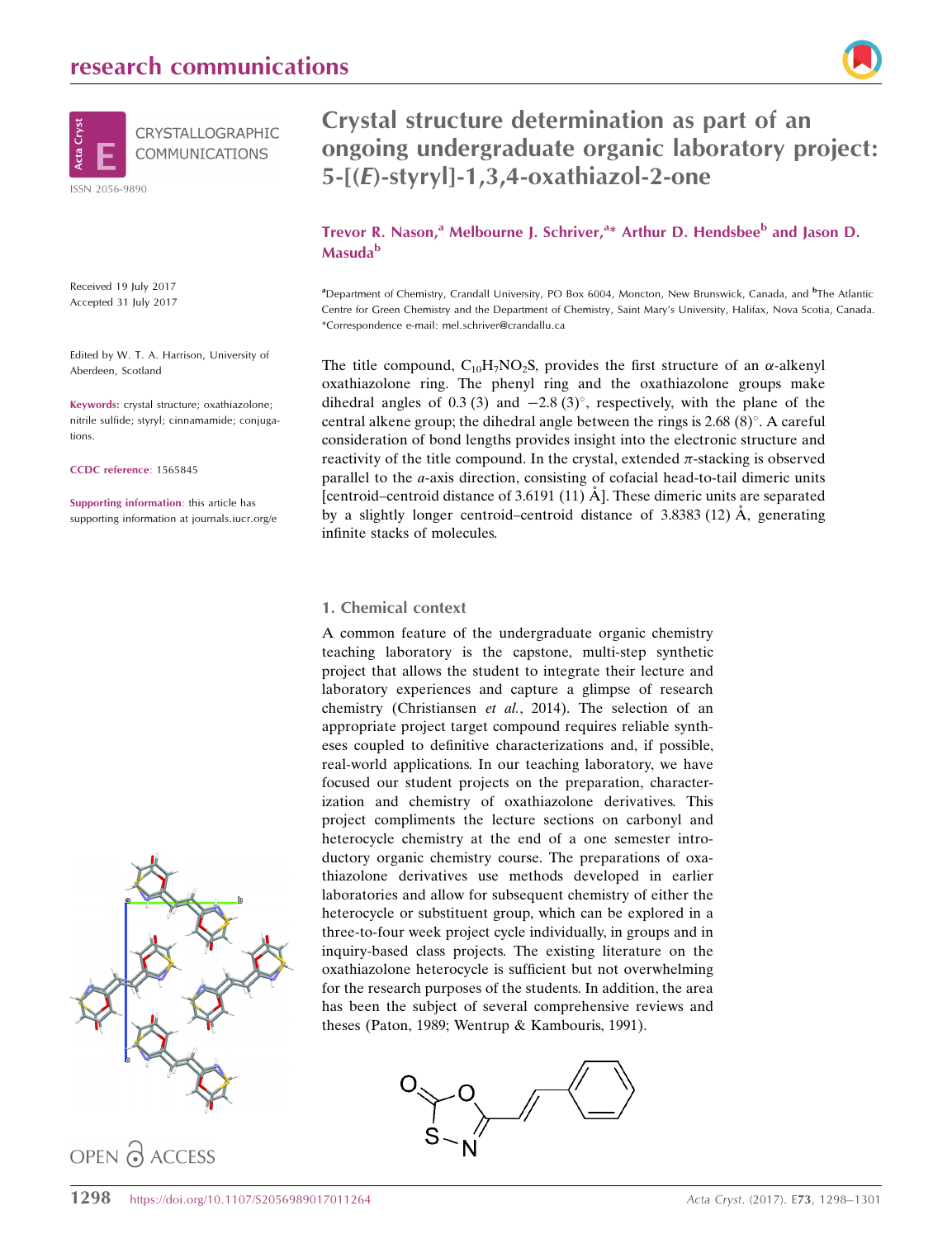# Crystal structure determination as part of an ongoing undergraduate organic laboratory project: 5-[(*E*)-styryl]-1,3,4-oxathiazol-2-one

**Trevor R. Nason,[a] Melbourne J. Schriver,[a]* Arthur D. Hendsbee[b] and Jason D. Masuda[b]**

[a]Department of Chemistry, Crandall University, PO Box 6004, Moncton, New Brunswick, Canada, and [b]The Atlantic Centre for Green Chemistry and the Department of Chemistry, Saint Mary's University, Halifax, Nova Scotia, Canada. *Correspondence e-mail: mel.schriver@crandallu.ca

Received 19 July 2017
Accepted 31 July 2017

Edited by W. T. A. Harrison, University of Aberdeen, Scotland

**Keywords:** crystal structure; oxathiazolone; nitrile sulfide; styryl; cinnamamide; conjugations.

**CCDC reference**: 1565845

**Supporting information**: this article has supporting information at journals.iucr.org/e

The title compound, $C_{10}H_7NO_2S$, provides the first structure of an $\alpha$-alkenyl oxathiazolone ring. The phenyl ring and the oxathiazolone groups make dihedral angles of 0.3 (3) and −2.8 (3)°, respectively, with the plane of the central alkene group; the dihedral angle between the rings is 2.68 (8)°. A careful consideration of bond lengths provides insight into the electronic structure and reactivity of the title compound. In the crystal, extended $\pi$-stacking is observed parallel to the *a*-axis direction, consisting of cofacial head-to-tail dimeric units [centroid–centroid distance of 3.6191 (11) Å]. These dimeric units are separated by a slightly longer centroid–centroid distance of 3.8383 (12) Å, generating infinite stacks of molecules.

## 1. Chemical context

A common feature of the undergraduate organic chemistry teaching laboratory is the capstone, multi-step synthetic project that allows the student to integrate their lecture and laboratory experiences and capture a glimpse of research chemistry (Christiansen *et al.*, 2014). The selection of an appropriate project target compound requires reliable syntheses coupled to definitive characterizations and, if possible, real-world applications. In our teaching laboratory, we have focused our student projects on the preparation, characterization and chemistry of oxathiazolone derivatives. This project compliments the lecture sections on carbonyl and heterocycle chemistry at the end of a one semester introductory organic chemistry course. The preparations of oxathiazolone derivatives use methods developed in earlier laboratories and allow for subsequent chemistry of either the heterocycle or substituent group, which can be explored in a three-to-four week project cycle individually, in groups and in inquiry-based class projects. The existing literature on the oxathiazolone heterocycle is sufficient but not overwhelming for the research purposes of the students. In addition, the area has been the subject of several comprehensive reviews and theses (Paton, 1989; Wentrup & Kambouris, 1991).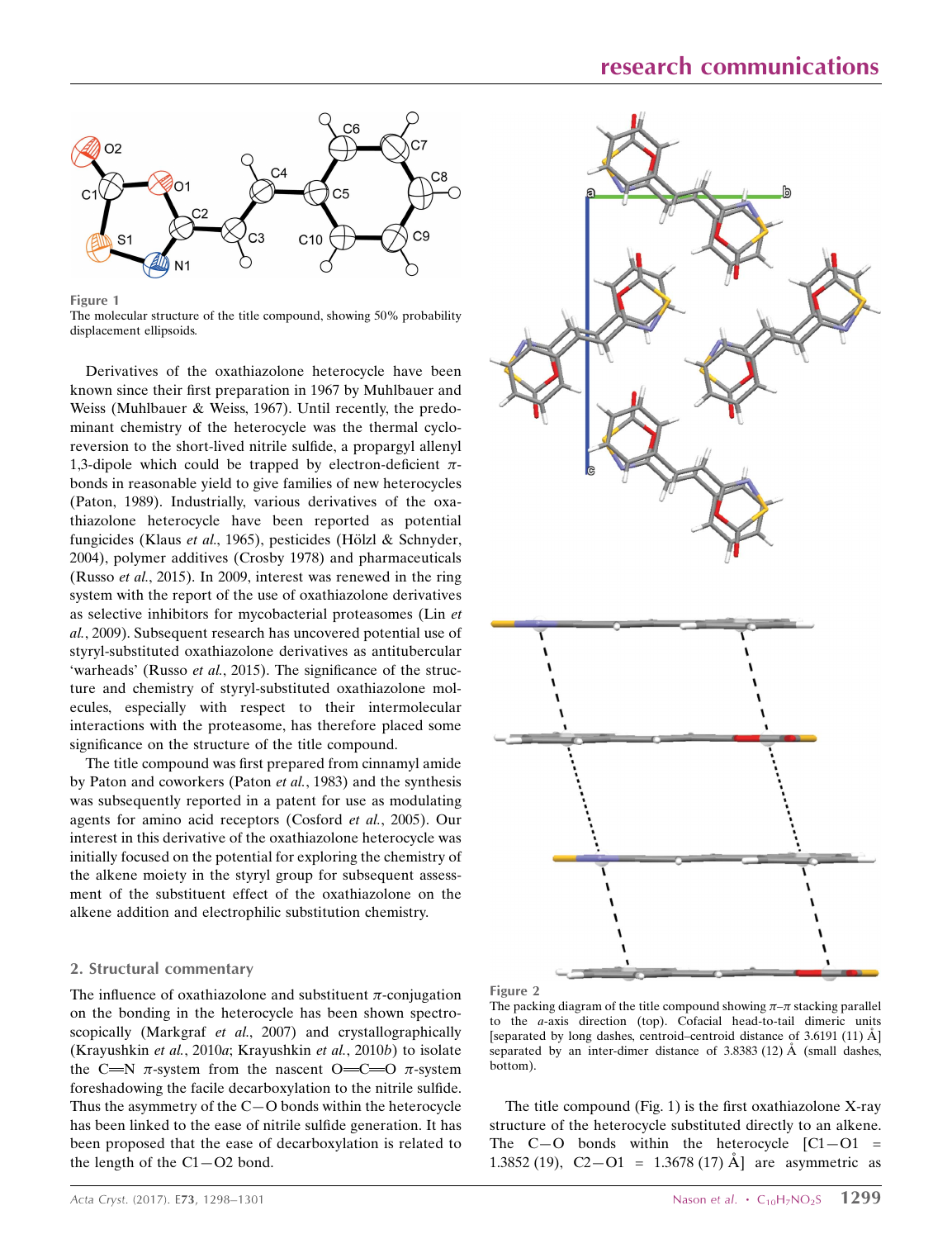**Figure 1**
The molecular structure of the title compound, showing 50% probability displacement ellipsoids.

Derivatives of the oxathiazolone heterocycle have been known since their first preparation in 1967 by Muhlbauer and Weiss (Muhlbauer & Weiss, 1967). Until recently, the predominant chemistry of the heterocycle was the thermal cycloreversion to the short-lived nitrile sulfide, a propargyl allenyl 1,3-dipole which could be trapped by electron-deficient π-bonds in reasonable yield to give families of new heterocycles (Paton, 1989). Industrially, various derivatives of the oxathiazolone heterocycle have been reported as potential fungicides (Klaus *et al.*, 1965), pesticides (Hölzl & Schnyder, 2004), polymer additives (Crosby 1978) and pharmaceuticals (Russo *et al.*, 2015). In 2009, interest was renewed in the ring system with the report of the use of oxathiazolone derivatives as selective inhibitors for mycobacterial proteasomes (Lin *et al.*, 2009). Subsequent research has uncovered potential use of styryl-substituted oxathiazolone derivatives as antitubercular 'warheads' (Russo *et al.*, 2015). The significance of the structure and chemistry of styryl-substituted oxathiazolone molecules, especially with respect to their intermolecular interactions with the proteasome, has therefore placed some significance on the structure of the title compound.

The title compound was first prepared from cinnamyl amide by Paton and coworkers (Paton *et al.*, 1983) and the synthesis was subsequently reported in a patent for use as modulating agents for amino acid receptors (Cosford *et al.*, 2005). Our interest in this derivative of the oxathiazolone heterocycle was initially focused on the potential for exploring the chemistry of the alkene moiety in the styryl group for subsequent assessment of the substituent effect of the oxathiazolone on the alkene addition and electrophilic substitution chemistry.

## 2. Structural commentary

The influence of oxathiazolone and substituent π-conjugation on the bonding in the heterocycle has been shown spectroscopically (Markgraf *et al.*, 2007) and crystallographically (Krayushkin *et al.*, 2010*a*; Krayushkin *et al.*, 2010*b*) to isolate the C=N π-system from the nascent O=C=O π-system foreshadowing the facile decarboxylation to the nitrile sulfide. Thus the asymmetry of the C—O bonds within the heterocycle has been linked to the ease of nitrile sulfide generation. It has been proposed that the ease of decarboxylation is related to the length of the C1—O2 bond.

**Figure 2**
The packing diagram of the title compound showing π–π stacking parallel to the *a*-axis direction (top). Cofacial head-to-tail dimeric units [separated by long dashes, centroid–centroid distance of 3.6191 (11) Å] separated by an inter-dimer distance of 3.8383 (12) Å (small dashes, bottom).

The title compound (Fig. 1) is the first oxathiazolone X-ray structure of the heterocycle substituted directly to an alkene. The C—O bonds within the heterocycle [C1—O1 = 1.3852 (19), C2—O1 = 1.3678 (17) Å] are asymmetric as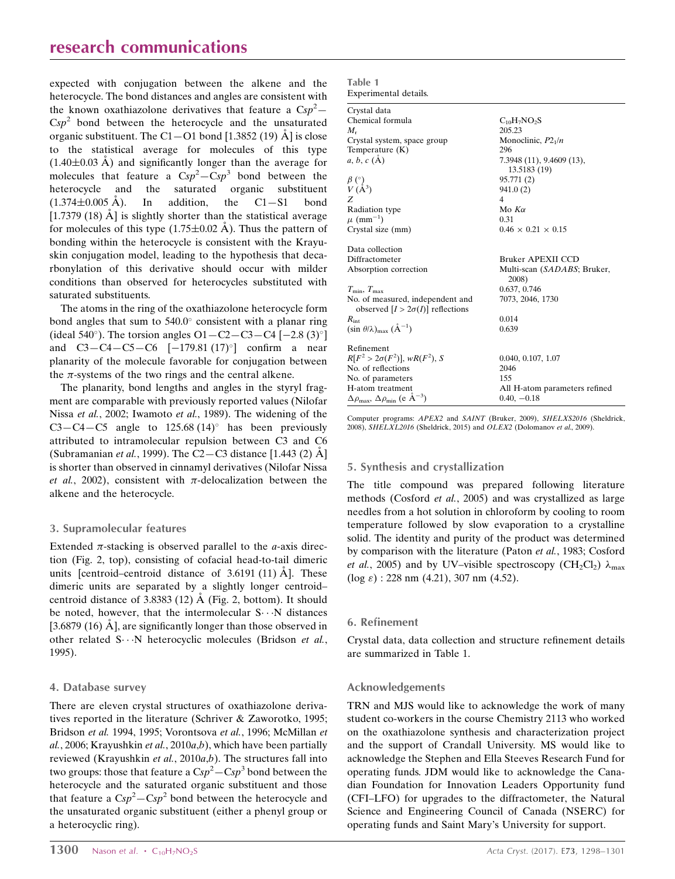expected with conjugation between the alkene and the heterocycle. The bond distances and angles are consistent with the known oxathiazolone derivatives that feature a C$sp^2$—C$sp^2$ bond between the heterocycle and the unsaturated organic substituent. The C1—O1 bond [1.3852 (19) Å] is close to the statistical average for molecules of this type (1.40±0.03 Å) and significantly longer than the average for molecules that feature a C$sp^2$—C$sp^3$ bond between the heterocycle and the saturated organic substituent (1.374±0.005 Å). In addition, the C1—S1 bond [1.7379 (18) Å] is slightly shorter than the statistical average for molecules of this type (1.75±0.02 Å). Thus the pattern of bonding within the heterocycle is consistent with the Krayuskin conjugation model, leading to the hypothesis that decarbonylation of this derivative should occur with milder conditions than observed for heterocycles substituted with saturated substituents.

The atoms in the ring of the oxathiazolone heterocycle form bond angles that sum to 540.0° consistent with a planar ring (ideal 540°). The torsion angles O1—C2—C3—C4 [−2.8 (3)°] and C3—C4—C5—C6 [−179.81 (17)°] confirm a near planarity of the molecule favorable for conjugation between the π-systems of the two rings and the central alkene.

The planarity, bond lengths and angles in the styryl fragment are comparable with previously reported values (Nilofar Nissa *et al.*, 2002; Iwamoto *et al.*, 1989). The widening of the C3—C4—C5 angle to 125.68 (14)° has been previously attributed to intramolecular repulsion between C3 and C6 (Subramanian *et al.*, 1999). The C2—C3 distance [1.443 (2) Å] is shorter than observed in cinnamyl derivatives (Nilofar Nissa *et al.*, 2002), consistent with π-delocalization between the alkene and the heterocycle.

## 3. Supramolecular features

Extended π-stacking is observed parallel to the *a*-axis direction (Fig. 2, top), consisting of cofacial head-to-tail dimeric units [centroid–centroid distance of 3.6191 (11) Å]. These dimeric units are separated by a slightly longer centroid–centroid distance of 3.8383 (12) Å (Fig. 2, bottom). It should be noted, however, that the intermolecular S···N distances [3.6879 (16) Å], are significantly longer than those observed in other related S···N heterocyclic molecules (Bridson *et al.*, 1995).

## 4. Database survey

There are eleven crystal structures of oxathiazolone derivatives reported in the literature (Schriver & Zaworotko, 1995; Bridson *et al.* 1994, 1995; Vorontsova *et al.*, 1996; McMillan *et al.*, 2006; Krayushkin *et al.*, 2010*a*,*b*), which have been partially reviewed (Krayushkin *et al.*, 2010*a*,*b*). The structures fall into two groups: those that feature a C$sp^2$—C$sp^3$ bond between the heterocycle and the saturated organic substituent and those that feature a C$sp^2$—C$sp^2$ bond between the heterocycle and the unsaturated organic substituent (either a phenyl group or a heterocyclic ring).

**Table 1**
Experimental details.

| | |
|---|---|
| **Crystal data** | |
| Chemical formula | $C_{10}H_7NO_2S$ |
| $M_r$ | 205.23 |
| Crystal system, space group | Monoclinic, $P2_1/n$ |
| Temperature (K) | 296 |
| *a*, *b*, *c* (Å) | 7.3948 (11), 9.4609 (13), 13.5183 (19) |
| β (°) | 95.771 (2) |
| *V* (Å$^3$) | 941.0 (2) |
| *Z* | 4 |
| Radiation type | Mo *K*α |
| μ (mm$^{-1}$) | 0.31 |
| Crystal size (mm) | 0.46 × 0.21 × 0.15 |
| **Data collection** | |
| Diffractometer | Bruker APEXII CCD |
| Absorption correction | Multi-scan (*SADABS*; Bruker, 2008) |
| $T_{min}$, $T_{max}$ | 0.637, 0.746 |
| No. of measured, independent and observed [$I > 2\sigma(I)$] reflections | 7073, 2046, 1730 |
| $R_{int}$ | 0.014 |
| $(\sin \theta/\lambda)_{max}$ (Å$^{-1}$) | 0.639 |
| **Refinement** | |
| $R[F^2 > 2\sigma(F^2)]$, $wR(F^2)$, *S* | 0.040, 0.107, 1.07 |
| No. of reflections | 2046 |
| No. of parameters | 155 |
| H-atom treatment | All H-atom parameters refined |
| $\Delta\rho_{max}$, $\Delta\rho_{min}$ (e Å$^{-3}$) | 0.40, −0.18 |

Computer programs: *APEX2* and *SAINT* (Bruker, 2009), *SHELXS2016* (Sheldrick, 2008), *SHELXL2016* (Sheldrick, 2015) and *OLEX2* (Dolomanov *et al.*, 2009).

## 5. Synthesis and crystallization

The title compound was prepared following literature methods (Cosford *et al.*, 2005) and was crystallized as large needles from a hot solution in chloroform by cooling to room temperature followed by slow evaporation to a crystalline solid. The identity and purity of the product was determined by comparison with the literature (Paton *et al.*, 1983; Cosford *et al.*, 2005) and by UV–visible spectroscopy ($CH_2Cl_2$) $\lambda_{max}$ (log ε) : 228 nm (4.21), 307 nm (4.52).

## 6. Refinement

Crystal data, data collection and structure refinement details are summarized in Table 1.

## Acknowledgements

TRN and MJS would like to acknowledge the work of many student co-workers in the course Chemistry 2113 who worked on the oxathiazolone synthesis and characterization project and the support of Crandall University. MS would like to acknowledge the Stephen and Ella Steeves Research Fund for operating funds. JDM would like to acknowledge the Canadian Foundation for Innovation Leaders Opportunity fund (CFI–LFO) for upgrades to the diffractometer, the Natural Science and Engineering Council of Canada (NSERC) for operating funds and Saint Mary's University for support.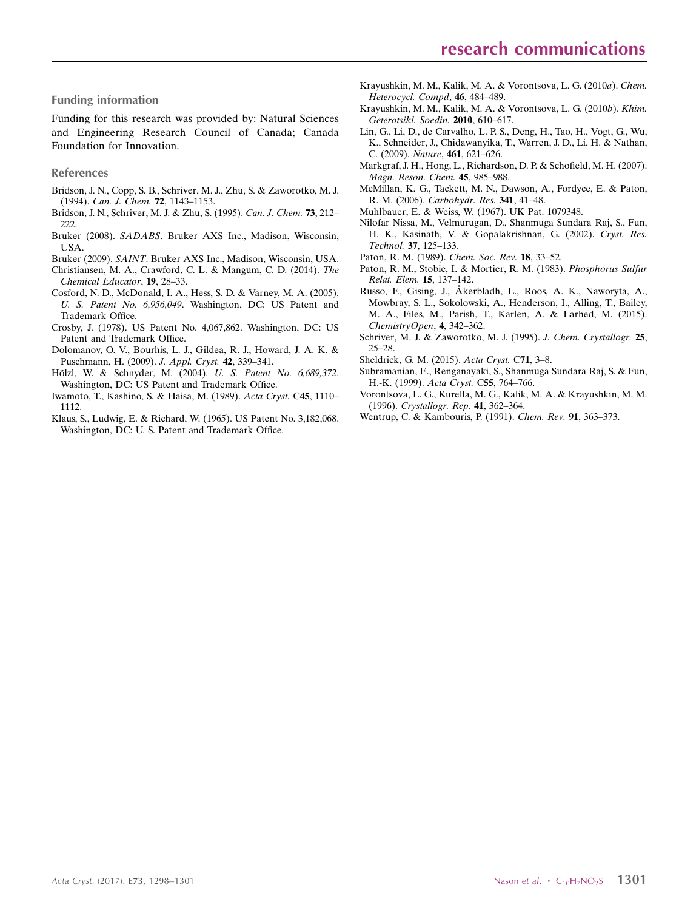## Funding information

Funding for this research was provided by: Natural Sciences and Engineering Research Council of Canada; Canada Foundation for Innovation.

## References

Bridson, J. N., Copp, S. B., Schriver, M. J., Zhu, S. & Zaworotko, M. J. (1994). *Can. J. Chem.* **72**, 1143–1153.

Bridson, J. N., Schriver, M. J. & Zhu, S. (1995). *Can. J. Chem.* **73**, 212–222.

Bruker (2008). *SADABS*. Bruker AXS Inc., Madison, Wisconsin, USA.

Bruker (2009). *SAINT*. Bruker AXS Inc., Madison, Wisconsin, USA.

Christiansen, M. A., Crawford, C. L. & Mangum, C. D. (2014). *The Chemical Educator*, **19**, 28–33.

Cosford, N. D., McDonald, I. A., Hess, S. D. & Varney, M. A. (2005). *U. S. Patent No. 6,956,049*. Washington, DC: US Patent and Trademark Office.

Crosby, J. (1978). US Patent No. 4,067,862. Washington, DC: US Patent and Trademark Office.

Dolomanov, O. V., Bourhis, L. J., Gildea, R. J., Howard, J. A. K. & Puschmann, H. (2009). *J. Appl. Cryst.* **42**, 339–341.

Hölzl, W. & Schnyder, M. (2004). *U. S. Patent No. 6,689,372*. Washington, DC: US Patent and Trademark Office.

Iwamoto, T., Kashino, S. & Haisa, M. (1989). *Acta Cryst.* C**45**, 1110–1112.

Klaus, S., Ludwig, E. & Richard, W. (1965). US Patent No. 3,182,068. Washington, DC: U. S. Patent and Trademark Office.

Krayushkin, M. M., Kalik, M. A. & Vorontsova, L. G. (2010*a*). *Chem. Heterocycl. Compd*, **46**, 484–489.

Krayushkin, M. M., Kalik, M. A. & Vorontsova, L. G. (2010*b*). *Khim. Geterotsikl. Soedin.* **2010**, 610–617.

Lin, G., Li, D., de Carvalho, L. P. S., Deng, H., Tao, H., Vogt, G., Wu, K., Schneider, J., Chidawanyika, T., Warren, J. D., Li, H. & Nathan, C. (2009). *Nature*, **461**, 621–626.

Markgraf, J. H., Hong, L., Richardson, D. P. & Schofield, M. H. (2007). *Magn. Reson. Chem.* **45**, 985–988.

McMillan, K. G., Tackett, M. N., Dawson, A., Fordyce, E. & Paton, R. M. (2006). *Carbohydr. Res.* **341**, 41–48.

Muhlbauer, E. & Weiss, W. (1967). UK Pat. 1079348.

Nilofar Nissa, M., Velmurugan, D., Shanmuga Sundara Raj, S., Fun, H. K., Kasinath, V. & Gopalakrishnan, G. (2002). *Cryst. Res. Technol.* **37**, 125–133.

Paton, R. M. (1989). *Chem. Soc. Rev.* **18**, 33–52.

Paton, R. M., Stobie, I. & Mortier, R. M. (1983). *Phosphorus Sulfur Relat. Elem.* **15**, 137–142.

Russo, F., Gising, J., Åkerbladh, L., Roos, A. K., Naworyta, A., Mowbray, S. L., Sokolowski, A., Henderson, I., Alling, T., Bailey, M. A., Files, M., Parish, T., Karlen, A. & Larhed, M. (2015). *ChemistryOpen*, **4**, 342–362.

Schriver, M. J. & Zaworotko, M. J. (1995). *J. Chem. Crystallogr.* **25**, 25–28.

Sheldrick, G. M. (2015). *Acta Cryst.* C**71**, 3–8.

Subramanian, E., Renganayaki, S., Shanmuga Sundara Raj, S. & Fun, H.-K. (1999). *Acta Cryst.* C**55**, 764–766.

Vorontsova, L. G., Kurella, M. G., Kalik, M. A. & Krayushkin, M. M. (1996). *Crystallogr. Rep.* **41**, 362–364.

Wentrup, C. & Kambouris, P. (1991). *Chem. Rev.* **91**, 363–373.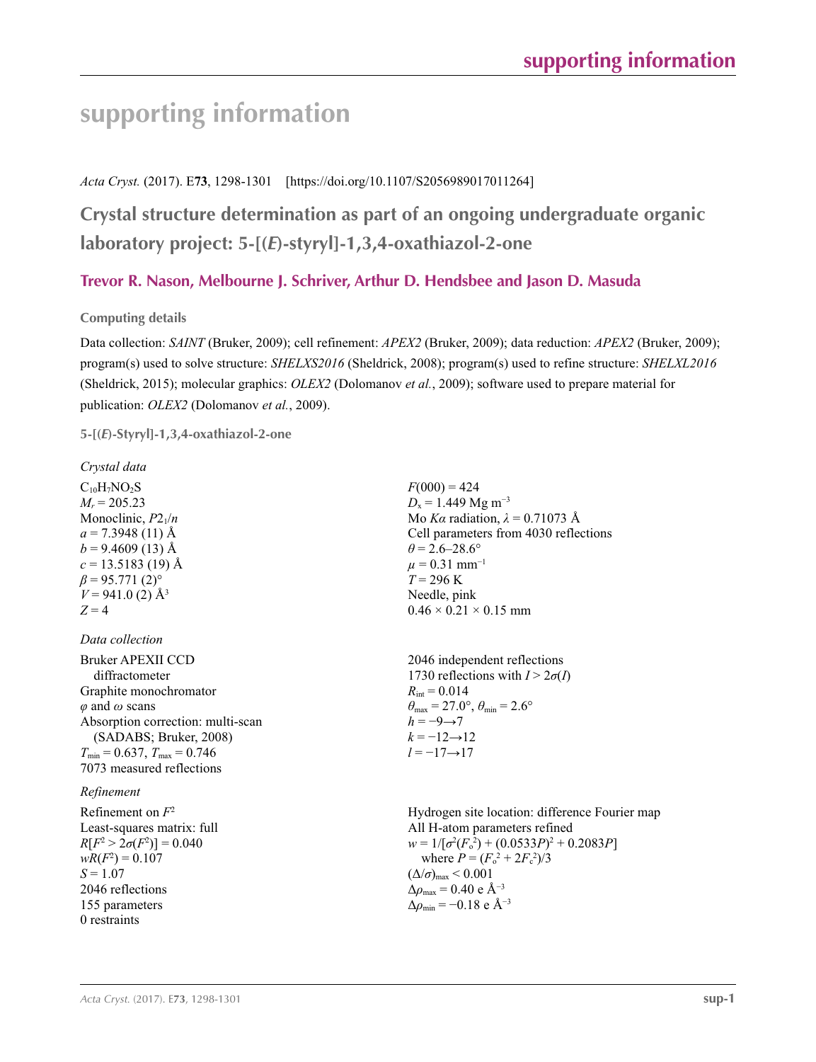# supporting information

*Acta Cryst.* (2017). E**73**, 1298-1301    [https://doi.org/10.1107/S2056989017011264]

## Crystal structure determination as part of an ongoing undergraduate organic laboratory project: 5-[(*E*)-styryl]-1,3,4-oxathiazol-2-one

**Trevor R. Nason, Melbourne J. Schriver, Arthur D. Hendsbee and Jason D. Masuda**

### Computing details

Data collection: *SAINT* (Bruker, 2009); cell refinement: *APEX2* (Bruker, 2009); data reduction: *APEX2* (Bruker, 2009); program(s) used to solve structure: *SHELXS2016* (Sheldrick, 2008); program(s) used to refine structure: *SHELXL2016* (Sheldrick, 2015); molecular graphics: *OLEX2* (Dolomanov *et al.*, 2009); software used to prepare material for publication: *OLEX2* (Dolomanov *et al.*, 2009).

### 5-[(*E*)-Styryl]-1,3,4-oxathiazol-2-one

*Crystal data*

$C_{10}H_7NO_2S$
$M_r = 205.23$
Monoclinic, $P2_1/n$
$a = 7.3948$ (11) Å
$b = 9.4609$ (13) Å
$c = 13.5183$ (19) Å
$\beta = 95.771$ (2)°
$V = 941.0$ (2) Å$^3$
$Z = 4$
$F(000) = 424$
$D_x = 1.449$ Mg m$^{-3}$
Mo $K\alpha$ radiation, $\lambda = 0.71073$ Å
Cell parameters from 4030 reflections
$\theta = 2.6–28.6°$
$\mu = 0.31$ mm$^{-1}$
$T = 296$ K
Needle, pink
0.46 × 0.21 × 0.15 mm

*Data collection*

Bruker APEXII CCD diffractometer
Graphite monochromator
$\varphi$ and $\omega$ scans
Absorption correction: multi-scan (SADABS; Bruker, 2008)
$T_{min} = 0.637$, $T_{max} = 0.746$
7073 measured reflections
2046 independent reflections
1730 reflections with $I > 2\sigma(I)$
$R_{int} = 0.014$
$\theta_{max} = 27.0°$, $\theta_{min} = 2.6°$
$h = -9\rightarrow7$
$k = -12\rightarrow12$
$l = -17\rightarrow17$

*Refinement*

Refinement on $F^2$
Least-squares matrix: full
$R[F^2 > 2\sigma(F^2)] = 0.040$
$wR(F^2) = 0.107$
$S = 1.07$
2046 reflections
155 parameters
0 restraints
Hydrogen site location: difference Fourier map
All H-atom parameters refined
$w = 1/[\sigma^2(F_o^2) + (0.0533P)^2 + 0.2083P]$
where $P = (F_o^2 + 2F_c^2)/3$
$(\Delta/\sigma)_{max} < 0.001$
$\Delta\rho_{max} = 0.40$ e Å$^{-3}$
$\Delta\rho_{min} = -0.18$ e Å$^{-3}$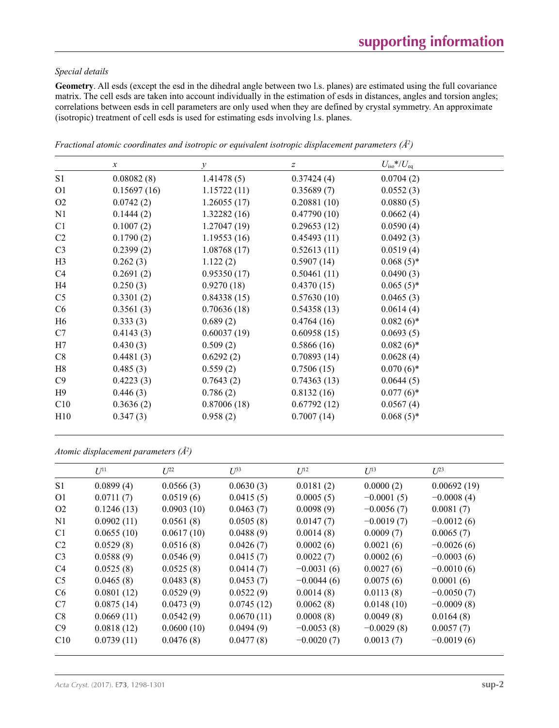*Special details*

**Geometry**. All esds (except the esd in the dihedral angle between two l.s. planes) are estimated using the full covariance matrix. The cell esds are taken into account individually in the estimation of esds in distances, angles and torsion angles; correlations between esds in cell parameters are only used when they are defined by crystal symmetry. An approximate (isotropic) treatment of cell esds is used for estimating esds involving l.s. planes.

*Fractional atomic coordinates and isotropic or equivalent isotropic displacement parameters ($Å^2$)*

| | $x$ | $y$ | $z$ | $U_{iso}$*/$U_{eq}$ |
|---|---|---|---|---|
| S1 | 0.08082 (8) | 1.41478 (5) | 0.37424 (4) | 0.0704 (2) |
| O1 | 0.15697 (16) | 1.15722 (11) | 0.35689 (7) | 0.0552 (3) |
| O2 | 0.0742 (2) | 1.26055 (17) | 0.20881 (10) | 0.0880 (5) |
| N1 | 0.1444 (2) | 1.32282 (16) | 0.47790 (10) | 0.0662 (4) |
| C1 | 0.1007 (2) | 1.27047 (19) | 0.29653 (12) | 0.0590 (4) |
| C2 | 0.1790 (2) | 1.19553 (16) | 0.45493 (11) | 0.0492 (3) |
| C3 | 0.2399 (2) | 1.08768 (17) | 0.52613 (11) | 0.0519 (4) |
| H3 | 0.262 (3) | 1.122 (2) | 0.5907 (14) | 0.068 (5)* |
| C4 | 0.2691 (2) | 0.95350 (17) | 0.50461 (11) | 0.0490 (3) |
| H4 | 0.250 (3) | 0.9270 (18) | 0.4370 (15) | 0.065 (5)* |
| C5 | 0.3301 (2) | 0.84338 (15) | 0.57630 (10) | 0.0465 (3) |
| C6 | 0.3561 (3) | 0.70636 (18) | 0.54358 (13) | 0.0614 (4) |
| H6 | 0.333 (3) | 0.689 (2) | 0.4764 (16) | 0.082 (6)* |
| C7 | 0.4143 (3) | 0.60037 (19) | 0.60958 (15) | 0.0693 (5) |
| H7 | 0.430 (3) | 0.509 (2) | 0.5866 (16) | 0.082 (6)* |
| C8 | 0.4481 (3) | 0.6292 (2) | 0.70893 (14) | 0.0628 (4) |
| H8 | 0.485 (3) | 0.559 (2) | 0.7506 (15) | 0.070 (6)* |
| C9 | 0.4223 (3) | 0.7643 (2) | 0.74363 (13) | 0.0644 (5) |
| H9 | 0.446 (3) | 0.786 (2) | 0.8132 (16) | 0.077 (6)* |
| C10 | 0.3636 (2) | 0.87006 (18) | 0.67792 (12) | 0.0567 (4) |
| H10 | 0.347 (3) | 0.958 (2) | 0.7007 (14) | 0.068 (5)* |

*Atomic displacement parameters ($Å^2$)*

| | $U^{11}$ | $U^{22}$ | $U^{33}$ | $U^{12}$ | $U^{13}$ | $U^{23}$ |
|---|---|---|---|---|---|---|
| S1 | 0.0899 (4) | 0.0566 (3) | 0.0630 (3) | 0.0181 (2) | 0.0000 (2) | 0.00692 (19) |
| O1 | 0.0711 (7) | 0.0519 (6) | 0.0415 (5) | 0.0005 (5) | −0.0001 (5) | −0.0008 (4) |
| O2 | 0.1246 (13) | 0.0903 (10) | 0.0463 (7) | 0.0098 (9) | −0.0056 (7) | 0.0081 (7) |
| N1 | 0.0902 (11) | 0.0561 (8) | 0.0505 (8) | 0.0147 (7) | −0.0019 (7) | −0.0012 (6) |
| C1 | 0.0655 (10) | 0.0617 (10) | 0.0488 (9) | 0.0014 (8) | 0.0009 (7) | 0.0065 (7) |
| C2 | 0.0529 (8) | 0.0516 (8) | 0.0426 (7) | 0.0002 (6) | 0.0021 (6) | −0.0026 (6) |
| C3 | 0.0588 (9) | 0.0546 (9) | 0.0415 (7) | 0.0022 (7) | 0.0002 (6) | −0.0003 (6) |
| C4 | 0.0525 (8) | 0.0525 (8) | 0.0414 (7) | −0.0031 (6) | 0.0027 (6) | −0.0010 (6) |
| C5 | 0.0465 (8) | 0.0483 (8) | 0.0453 (7) | −0.0044 (6) | 0.0075 (6) | 0.0001 (6) |
| C6 | 0.0801 (12) | 0.0529 (9) | 0.0522 (9) | 0.0014 (8) | 0.0113 (8) | −0.0050 (7) |
| C7 | 0.0875 (14) | 0.0473 (9) | 0.0745 (12) | 0.0062 (8) | 0.0148 (10) | −0.0009 (8) |
| C8 | 0.0669 (11) | 0.0542 (9) | 0.0670 (11) | 0.0008 (8) | 0.0049 (8) | 0.0164 (8) |
| C9 | 0.0818 (12) | 0.0600 (10) | 0.0494 (9) | −0.0053 (8) | −0.0029 (8) | 0.0057 (7) |
| C10 | 0.0739 (11) | 0.0476 (8) | 0.0477 (8) | −0.0020 (7) | 0.0013 (7) | −0.0019 (6) |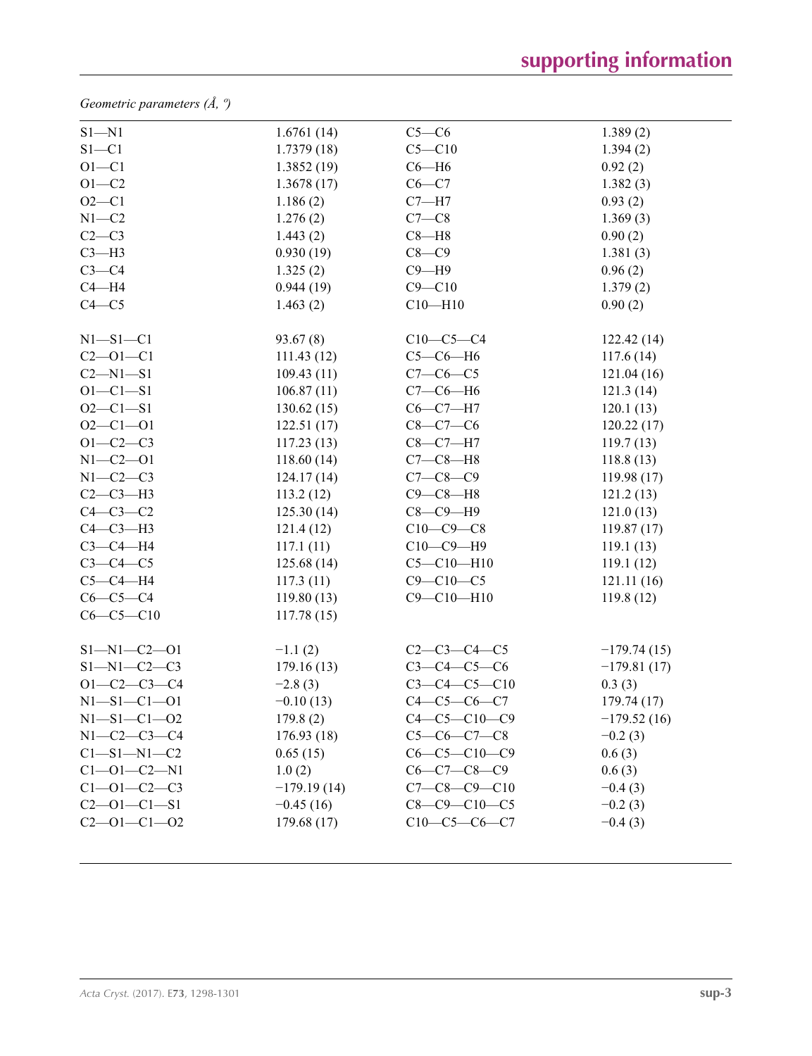*Geometric parameters (Å, º)*

| | | | |
|---|---|---|---|
| S1—N1 | 1.6761 (14) | C5—C6 | 1.389 (2) |
| S1—C1 | 1.7379 (18) | C5—C10 | 1.394 (2) |
| O1—C1 | 1.3852 (19) | C6—H6 | 0.92 (2) |
| O1—C2 | 1.3678 (17) | C6—C7 | 1.382 (3) |
| O2—C1 | 1.186 (2) | C7—H7 | 0.93 (2) |
| N1—C2 | 1.276 (2) | C7—C8 | 1.369 (3) |
| C2—C3 | 1.443 (2) | C8—H8 | 0.90 (2) |
| C3—H3 | 0.930 (19) | C8—C9 | 1.381 (3) |
| C3—C4 | 1.325 (2) | C9—H9 | 0.96 (2) |
| C4—H4 | 0.944 (19) | C9—C10 | 1.379 (2) |
| C4—C5 | 1.463 (2) | C10—H10 | 0.90 (2) |
| | | | |
| N1—S1—C1 | 93.67 (8) | C10—C5—C4 | 122.42 (14) |
| C2—O1—C1 | 111.43 (12) | C5—C6—H6 | 117.6 (14) |
| C2—N1—S1 | 109.43 (11) | C7—C6—C5 | 121.04 (16) |
| O1—C1—S1 | 106.87 (11) | C7—C6—H6 | 121.3 (14) |
| O2—C1—S1 | 130.62 (15) | C6—C7—H7 | 120.1 (13) |
| O2—C1—O1 | 122.51 (17) | C8—C7—C6 | 120.22 (17) |
| O1—C2—C3 | 117.23 (13) | C8—C7—H7 | 119.7 (13) |
| N1—C2—O1 | 118.60 (14) | C7—C8—H8 | 118.8 (13) |
| N1—C2—C3 | 124.17 (14) | C7—C8—C9 | 119.98 (17) |
| C2—C3—H3 | 113.2 (12) | C9—C8—H8 | 121.2 (13) |
| C4—C3—C2 | 125.30 (14) | C8—C9—H9 | 121.0 (13) |
| C4—C3—H3 | 121.4 (12) | C10—C9—C8 | 119.87 (17) |
| C3—C4—H4 | 117.1 (11) | C10—C9—H9 | 119.1 (13) |
| C3—C4—C5 | 125.68 (14) | C5—C10—H10 | 119.1 (12) |
| C5—C4—H4 | 117.3 (11) | C9—C10—C5 | 121.11 (16) |
| C6—C5—C4 | 119.80 (13) | C9—C10—H10 | 119.8 (12) |
| C6—C5—C10 | 117.78 (15) | | |
| | | | |
| S1—N1—C2—O1 | −1.1 (2) | C2—C3—C4—C5 | −179.74 (15) |
| S1—N1—C2—C3 | 179.16 (13) | C3—C4—C5—C6 | −179.81 (17) |
| O1—C2—C3—C4 | −2.8 (3) | C3—C4—C5—C10 | 0.3 (3) |
| N1—S1—C1—O1 | −0.10 (13) | C4—C5—C6—C7 | 179.74 (17) |
| N1—S1—C1—O2 | 179.8 (2) | C4—C5—C10—C9 | −179.52 (16) |
| N1—C2—C3—C4 | 176.93 (18) | C5—C6—C7—C8 | −0.2 (3) |
| C1—S1—N1—C2 | 0.65 (15) | C6—C5—C10—C9 | 0.6 (3) |
| C1—O1—C2—N1 | 1.0 (2) | C6—C7—C8—C9 | 0.6 (3) |
| C1—O1—C2—C3 | −179.19 (14) | C7—C8—C9—C10 | −0.4 (3) |
| C2—O1—C1—S1 | −0.45 (16) | C8—C9—C10—C5 | −0.2 (3) |
| C2—O1—C1—O2 | 179.68 (17) | C10—C5—C6—C7 | −0.4 (3) |